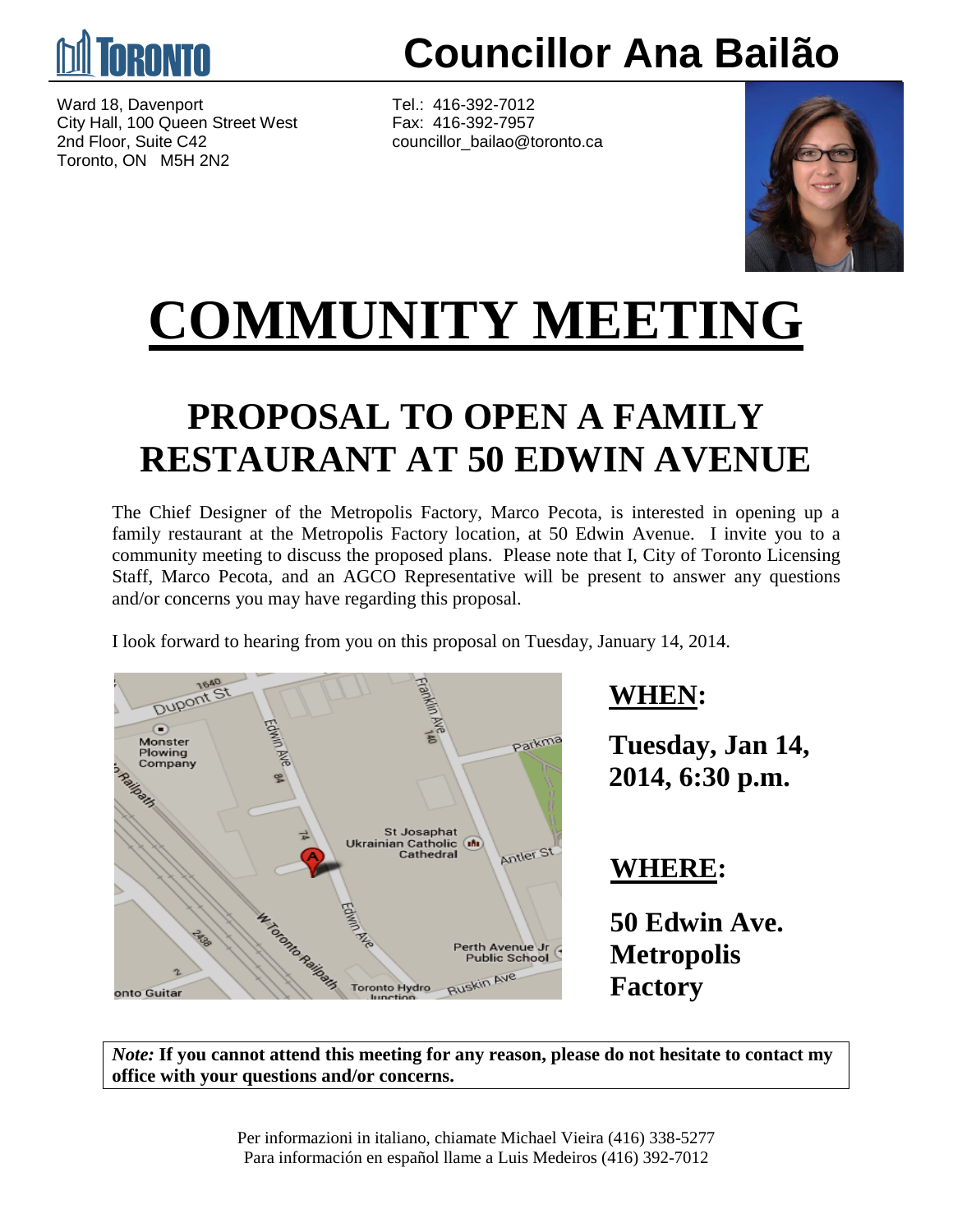# Councillor Ana Bailão

Ward 18, Davenport
City Hall, 100 Queen Street West
2nd Floor, Suite C42
Toronto, ON M5H 2N2

Tel.: 416-392-7012
Fax: 416-392-7957
councillor_bailao@toronto.ca

# COMMUNITY MEETING

## PROPOSAL TO OPEN A FAMILY RESTAURANT AT 50 EDWIN AVENUE

The Chief Designer of the Metropolis Factory, Marco Pecota, is interested in opening up a family restaurant at the Metropolis Factory location, at 50 Edwin Avenue. I invite you to a community meeting to discuss the proposed plans. Please note that I, City of Toronto Licensing Staff, Marco Pecota, and an AGCO Representative will be present to answer any questions and/or concerns you may have regarding this proposal.

I look forward to hearing from you on this proposal on Tuesday, January 14, 2014.

### WHEN:

**Tuesday, Jan 14, 2014, 6:30 p.m.**

### WHERE:

**50 Edwin Ave. Metropolis Factory**

*Note:* **If you cannot attend this meeting for any reason, please do not hesitate to contact my office with your questions and/or concerns.**

Per informazioni in italiano, chiamate Michael Vieira (416) 338-5277
Para información en español llame a Luis Medeiros (416) 392-7012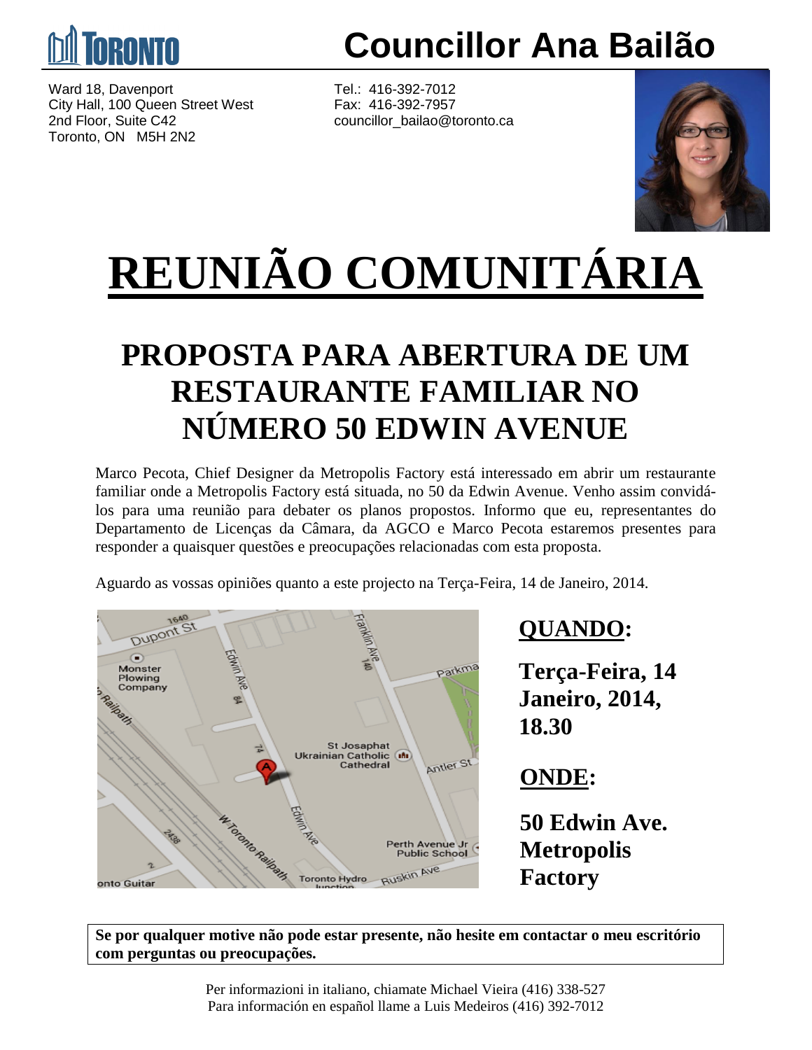# Councillor Ana Bailão

Ward 18, Davenport
City Hall, 100 Queen Street West
2nd Floor, Suite C42
Toronto, ON M5H 2N2

Tel.: 416-392-7012
Fax: 416-392-7957
councillor_bailao@toronto.ca

# REUNIÃO COMUNITÁRIA

## PROPOSTA PARA ABERTURA DE UM RESTAURANTE FAMILIAR NO NÚMERO 50 EDWIN AVENUE

Marco Pecota, Chief Designer da Metropolis Factory está interessado em abrir um restaurante familiar onde a Metropolis Factory está situada, no 50 da Edwin Avenue. Venho assim convidá-los para uma reunião para debater os planos propostos. Informo que eu, representantes do Departamento de Licenças da Câmara, da AGCO e Marco Pecota estaremos presentes para responder a quaisquer questões e preocupações relacionadas com esta proposta.

Aguardo as vossas opiniões quanto a este projecto na Terça-Feira, 14 de Janeiro, 2014.

1640
Dupont St
Monster Plowing Company
Railpath
Edwin Ave
84
Franklin Ave
140
Parkma
74
St Josaphat Ukrainian Catholic Cathedral
Antler St
Edwin Ave
W Toronto Railpath
2438
2
Perth Avenue Jr Public School
Ruskin Ave
Toronto Hydro Junction
onto Guitar

**QUANDO:**

**Terça-Feira, 14 Janeiro, 2014, 18.30**

**ONDE:**

**50 Edwin Ave. Metropolis Factory**

**Se por qualquer motive não pode estar presente, não hesite em contactar o meu escritório com perguntas ou preocupações.**

Per informazioni in italiano, chiamate Michael Vieira (416) 338-527
Para información en español llame a Luis Medeiros (416) 392-7012